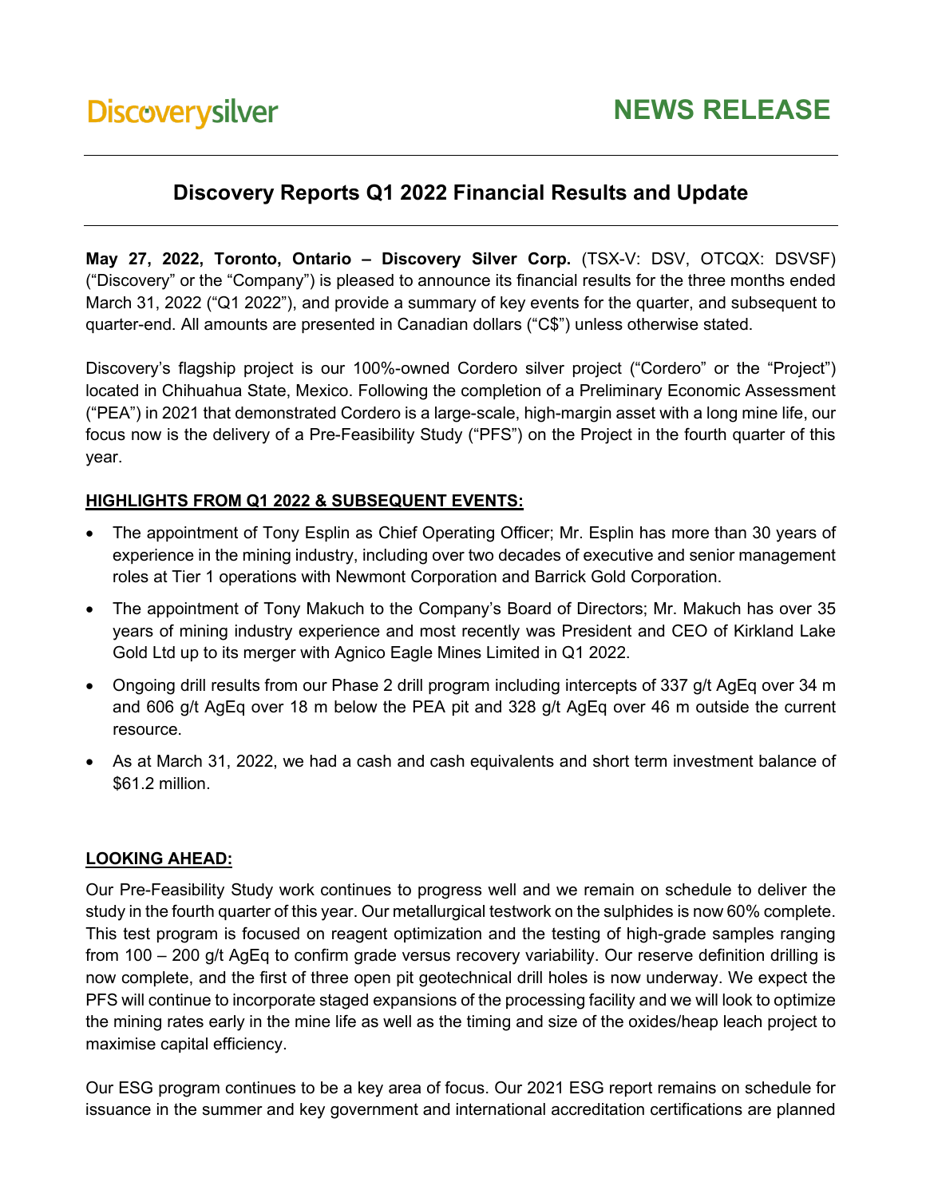Discoverysilver

NEWS RELEASE

# Discovery Reports Q1 2022 Financial Results and Update

**May 27, 2022, Toronto, Ontario – Discovery Silver Corp.** (TSX-V: DSV, OTCQX: DSVSF) ("Discovery" or the "Company") is pleased to announce its financial results for the three months ended March 31, 2022 ("Q1 2022"), and provide a summary of key events for the quarter, and subsequent to quarter-end. All amounts are presented in Canadian dollars ("C$") unless otherwise stated.

Discovery's flagship project is our 100%-owned Cordero silver project ("Cordero" or the "Project") located in Chihuahua State, Mexico. Following the completion of a Preliminary Economic Assessment ("PEA") in 2021 that demonstrated Cordero is a large-scale, high-margin asset with a long mine life, our focus now is the delivery of a Pre-Feasibility Study ("PFS") on the Project in the fourth quarter of this year.

## HIGHLIGHTS FROM Q1 2022 & SUBSEQUENT EVENTS:

- The appointment of Tony Esplin as Chief Operating Officer; Mr. Esplin has more than 30 years of experience in the mining industry, including over two decades of executive and senior management roles at Tier 1 operations with Newmont Corporation and Barrick Gold Corporation.
- The appointment of Tony Makuch to the Company's Board of Directors; Mr. Makuch has over 35 years of mining industry experience and most recently was President and CEO of Kirkland Lake Gold Ltd up to its merger with Agnico Eagle Mines Limited in Q1 2022.
- Ongoing drill results from our Phase 2 drill program including intercepts of 337 g/t AgEq over 34 m and 606 g/t AgEq over 18 m below the PEA pit and 328 g/t AgEq over 46 m outside the current resource.
- As at March 31, 2022, we had a cash and cash equivalents and short term investment balance of $61.2 million.

## LOOKING AHEAD:

Our Pre-Feasibility Study work continues to progress well and we remain on schedule to deliver the study in the fourth quarter of this year. Our metallurgical testwork on the sulphides is now 60% complete. This test program is focused on reagent optimization and the testing of high-grade samples ranging from 100 – 200 g/t AgEq to confirm grade versus recovery variability. Our reserve definition drilling is now complete, and the first of three open pit geotechnical drill holes is now underway. We expect the PFS will continue to incorporate staged expansions of the processing facility and we will look to optimize the mining rates early in the mine life as well as the timing and size of the oxides/heap leach project to maximise capital efficiency.

Our ESG program continues to be a key area of focus. Our 2021 ESG report remains on schedule for issuance in the summer and key government and international accreditation certifications are planned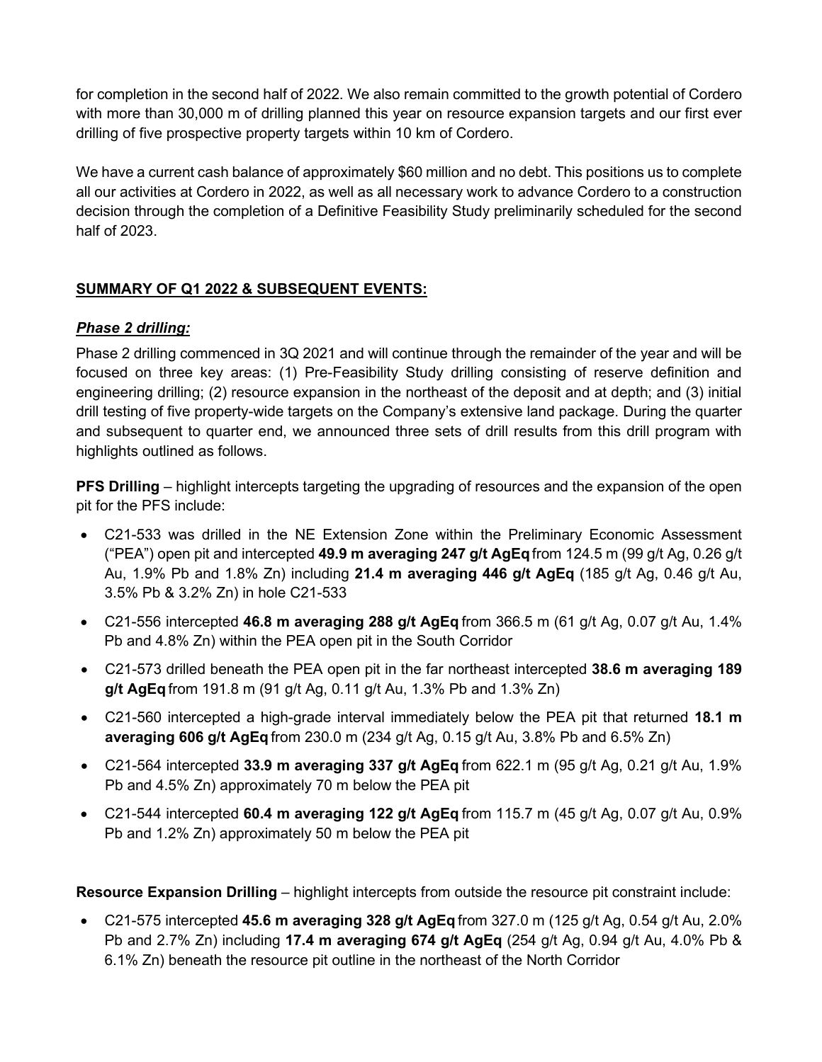for completion in the second half of 2022. We also remain committed to the growth potential of Cordero with more than 30,000 m of drilling planned this year on resource expansion targets and our first ever drilling of five prospective property targets within 10 km of Cordero.

We have a current cash balance of approximately $60 million and no debt. This positions us to complete all our activities at Cordero in 2022, as well as all necessary work to advance Cordero to a construction decision through the completion of a Definitive Feasibility Study preliminarily scheduled for the second half of 2023.

## SUMMARY OF Q1 2022 & SUBSEQUENT EVENTS:

### *Phase 2 drilling:*

Phase 2 drilling commenced in 3Q 2021 and will continue through the remainder of the year and will be focused on three key areas: (1) Pre-Feasibility Study drilling consisting of reserve definition and engineering drilling; (2) resource expansion in the northeast of the deposit and at depth; and (3) initial drill testing of five property-wide targets on the Company's extensive land package. During the quarter and subsequent to quarter end, we announced three sets of drill results from this drill program with highlights outlined as follows.

**PFS Drilling** – highlight intercepts targeting the upgrading of resources and the expansion of the open pit for the PFS include:

- C21-533 was drilled in the NE Extension Zone within the Preliminary Economic Assessment ("PEA") open pit and intercepted **49.9 m averaging 247 g/t AgEq** from 124.5 m (99 g/t Ag, 0.26 g/t Au, 1.9% Pb and 1.8% Zn) including **21.4 m averaging 446 g/t AgEq** (185 g/t Ag, 0.46 g/t Au, 3.5% Pb & 3.2% Zn) in hole C21-533
- C21-556 intercepted **46.8 m averaging 288 g/t AgEq** from 366.5 m (61 g/t Ag, 0.07 g/t Au, 1.4% Pb and 4.8% Zn) within the PEA open pit in the South Corridor
- C21-573 drilled beneath the PEA open pit in the far northeast intercepted **38.6 m averaging 189 g/t AgEq** from 191.8 m (91 g/t Ag, 0.11 g/t Au, 1.3% Pb and 1.3% Zn)
- C21-560 intercepted a high-grade interval immediately below the PEA pit that returned **18.1 m averaging 606 g/t AgEq** from 230.0 m (234 g/t Ag, 0.15 g/t Au, 3.8% Pb and 6.5% Zn)
- C21-564 intercepted **33.9 m averaging 337 g/t AgEq** from 622.1 m (95 g/t Ag, 0.21 g/t Au, 1.9% Pb and 4.5% Zn) approximately 70 m below the PEA pit
- C21-544 intercepted **60.4 m averaging 122 g/t AgEq** from 115.7 m (45 g/t Ag, 0.07 g/t Au, 0.9% Pb and 1.2% Zn) approximately 50 m below the PEA pit

**Resource Expansion Drilling** – highlight intercepts from outside the resource pit constraint include:

- C21-575 intercepted **45.6 m averaging 328 g/t AgEq** from 327.0 m (125 g/t Ag, 0.54 g/t Au, 2.0% Pb and 2.7% Zn) including **17.4 m averaging 674 g/t AgEq** (254 g/t Ag, 0.94 g/t Au, 4.0% Pb & 6.1% Zn) beneath the resource pit outline in the northeast of the North Corridor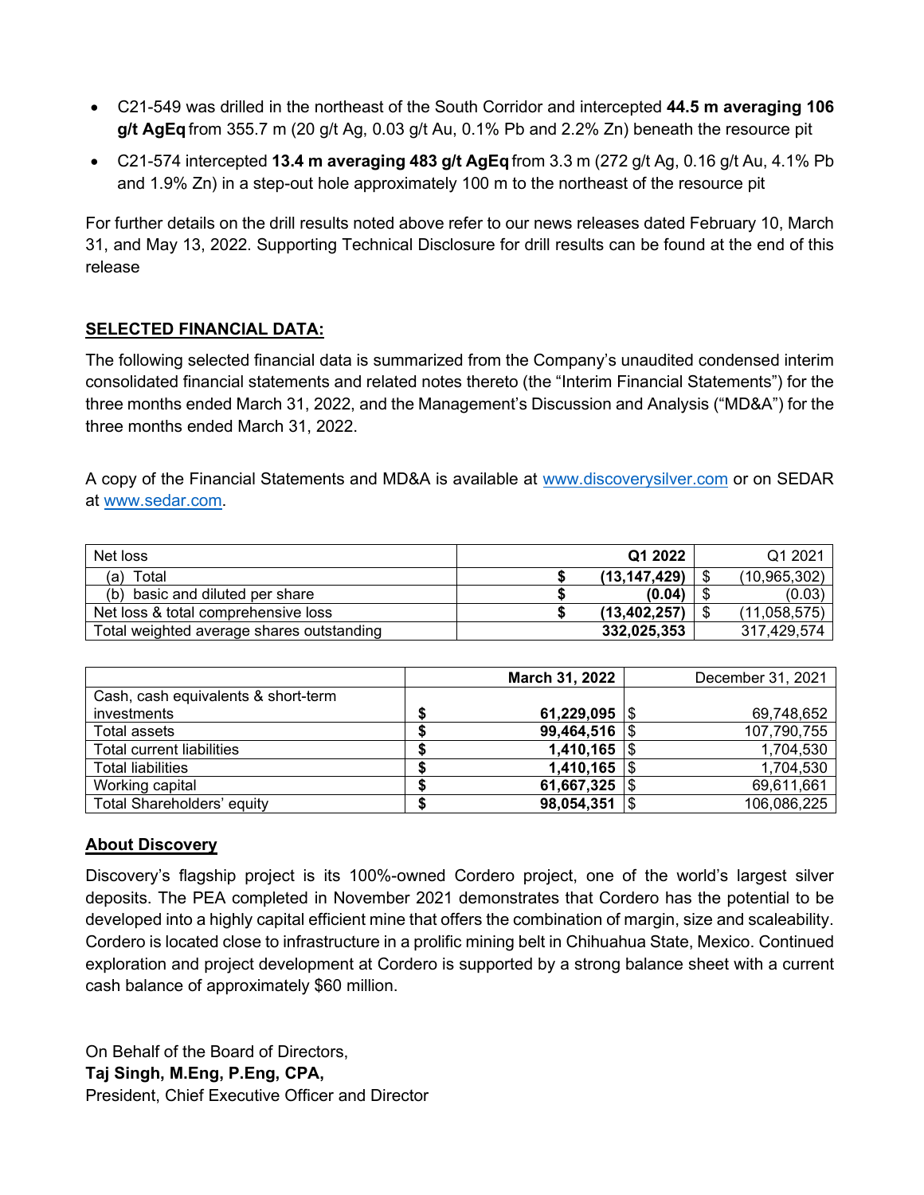- C21-549 was drilled in the northeast of the South Corridor and intercepted **44.5 m averaging 106 g/t AgEq** from 355.7 m (20 g/t Ag, 0.03 g/t Au, 0.1% Pb and 2.2% Zn) beneath the resource pit
- C21-574 intercepted **13.4 m averaging 483 g/t AgEq** from 3.3 m (272 g/t Ag, 0.16 g/t Au, 4.1% Pb and 1.9% Zn) in a step-out hole approximately 100 m to the northeast of the resource pit

For further details on the drill results noted above refer to our news releases dated February 10, March 31, and May 13, 2022. Supporting Technical Disclosure for drill results can be found at the end of this release

## SELECTED FINANCIAL DATA:

The following selected financial data is summarized from the Company's unaudited condensed interim consolidated financial statements and related notes thereto (the "Interim Financial Statements") for the three months ended March 31, 2022, and the Management's Discussion and Analysis ("MD&A") for the three months ended March 31, 2022.

A copy of the Financial Statements and MD&A is available at www.discoverysilver.com or on SEDAR at www.sedar.com.

| Net loss | | **Q1 2022** | | Q1 2021 |
|---|---|---|---|---|
| (a) Total | **$** | **(13,147,429)** | $ | (10,965,302) |
| (b) basic and diluted per share | **$** | **(0.04)** | $ | (0.03) |
| Net loss & total comprehensive loss | **$** | **(13,402,257)** | $ | (11,058,575) |
| Total weighted average shares outstanding | | **332,025,353** | | 317,429,574 |

| | | **March 31, 2022** | | December 31, 2021 |
|---|---|---|---|---|
| Cash, cash equivalents & short-term investments | **$** | **61,229,095** | $ | 69,748,652 |
| Total assets | **$** | **99,464,516** | $ | 107,790,755 |
| Total current liabilities | **$** | **1,410,165** | $ | 1,704,530 |
| Total liabilities | **$** | **1,410,165** | $ | 1,704,530 |
| Working capital | **$** | **61,667,325** | $ | 69,611,661 |
| Total Shareholders' equity | **$** | **98,054,351** | $ | 106,086,225 |

## About Discovery

Discovery's flagship project is its 100%-owned Cordero project, one of the world's largest silver deposits. The PEA completed in November 2021 demonstrates that Cordero has the potential to be developed into a highly capital efficient mine that offers the combination of margin, size and scaleability. Cordero is located close to infrastructure in a prolific mining belt in Chihuahua State, Mexico. Continued exploration and project development at Cordero is supported by a strong balance sheet with a current cash balance of approximately $60 million.

On Behalf of the Board of Directors,
**Taj Singh, M.Eng, P.Eng, CPA,**
President, Chief Executive Officer and Director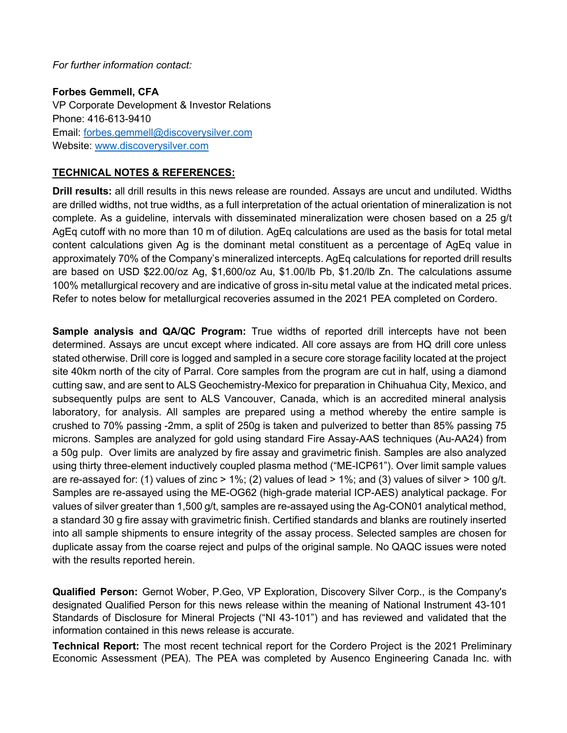*For further information contact:*

**Forbes Gemmell, CFA**
VP Corporate Development & Investor Relations
Phone: 416-613-9410
Email: forbes.gemmell@discoverysilver.com
Website: www.discoverysilver.com

## TECHNICAL NOTES & REFERENCES:

**Drill results:** all drill results in this news release are rounded. Assays are uncut and undiluted. Widths are drilled widths, not true widths, as a full interpretation of the actual orientation of mineralization is not complete. As a guideline, intervals with disseminated mineralization were chosen based on a 25 g/t AgEq cutoff with no more than 10 m of dilution. AgEq calculations are used as the basis for total metal content calculations given Ag is the dominant metal constituent as a percentage of AgEq value in approximately 70% of the Company's mineralized intercepts. AgEq calculations for reported drill results are based on USD $22.00/oz Ag, $1,600/oz Au, $1.00/lb Pb, $1.20/lb Zn. The calculations assume 100% metallurgical recovery and are indicative of gross in-situ metal value at the indicated metal prices. Refer to notes below for metallurgical recoveries assumed in the 2021 PEA completed on Cordero.

**Sample analysis and QA/QC Program:** True widths of reported drill intercepts have not been determined. Assays are uncut except where indicated. All core assays are from HQ drill core unless stated otherwise. Drill core is logged and sampled in a secure core storage facility located at the project site 40km north of the city of Parral. Core samples from the program are cut in half, using a diamond cutting saw, and are sent to ALS Geochemistry-Mexico for preparation in Chihuahua City, Mexico, and subsequently pulps are sent to ALS Vancouver, Canada, which is an accredited mineral analysis laboratory, for analysis. All samples are prepared using a method whereby the entire sample is crushed to 70% passing -2mm, a split of 250g is taken and pulverized to better than 85% passing 75 microns. Samples are analyzed for gold using standard Fire Assay-AAS techniques (Au-AA24) from a 50g pulp. Over limits are analyzed by fire assay and gravimetric finish. Samples are also analyzed using thirty three-element inductively coupled plasma method ("ME-ICP61"). Over limit sample values are re-assayed for: (1) values of zinc > 1%; (2) values of lead > 1%; and (3) values of silver > 100 g/t. Samples are re-assayed using the ME-OG62 (high-grade material ICP-AES) analytical package. For values of silver greater than 1,500 g/t, samples are re-assayed using the Ag-CON01 analytical method, a standard 30 g fire assay with gravimetric finish. Certified standards and blanks are routinely inserted into all sample shipments to ensure integrity of the assay process. Selected samples are chosen for duplicate assay from the coarse reject and pulps of the original sample. No QAQC issues were noted with the results reported herein.

**Qualified Person:** Gernot Wober, P.Geo, VP Exploration, Discovery Silver Corp., is the Company's designated Qualified Person for this news release within the meaning of National Instrument 43-101 Standards of Disclosure for Mineral Projects ("NI 43-101") and has reviewed and validated that the information contained in this news release is accurate.

**Technical Report:** The most recent technical report for the Cordero Project is the 2021 Preliminary Economic Assessment (PEA). The PEA was completed by Ausenco Engineering Canada Inc. with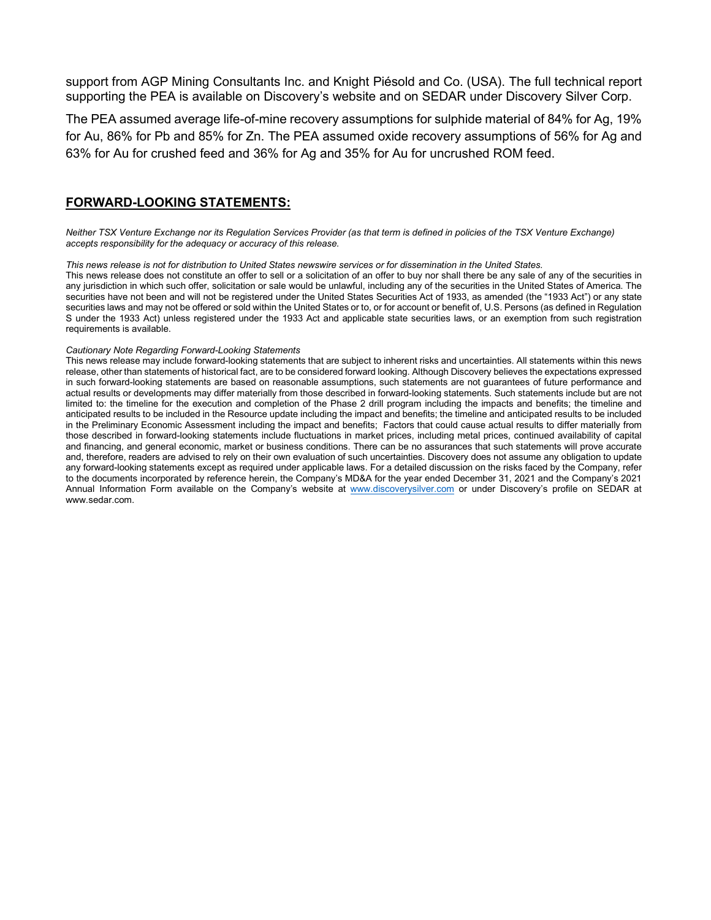support from AGP Mining Consultants Inc. and Knight Piésold and Co. (USA). The full technical report supporting the PEA is available on Discovery's website and on SEDAR under Discovery Silver Corp.

The PEA assumed average life-of-mine recovery assumptions for sulphide material of 84% for Ag, 19% for Au, 86% for Pb and 85% for Zn. The PEA assumed oxide recovery assumptions of 56% for Ag and 63% for Au for crushed feed and 36% for Ag and 35% for Au for uncrushed ROM feed.

## **FORWARD-LOOKING STATEMENTS:**

*Neither TSX Venture Exchange nor its Regulation Services Provider (as that term is defined in policies of the TSX Venture Exchange) accepts responsibility for the adequacy or accuracy of this release.*

*This news release is not for distribution to United States newswire services or for dissemination in the United States.*
This news release does not constitute an offer to sell or a solicitation of an offer to buy nor shall there be any sale of any of the securities in any jurisdiction in which such offer, solicitation or sale would be unlawful, including any of the securities in the United States of America. The securities have not been and will not be registered under the United States Securities Act of 1933, as amended (the "1933 Act") or any state securities laws and may not be offered or sold within the United States or to, or for account or benefit of, U.S. Persons (as defined in Regulation S under the 1933 Act) unless registered under the 1933 Act and applicable state securities laws, or an exemption from such registration requirements is available.

*Cautionary Note Regarding Forward-Looking Statements*
This news release may include forward-looking statements that are subject to inherent risks and uncertainties. All statements within this news release, other than statements of historical fact, are to be considered forward looking. Although Discovery believes the expectations expressed in such forward-looking statements are based on reasonable assumptions, such statements are not guarantees of future performance and actual results or developments may differ materially from those described in forward-looking statements. Such statements include but are not limited to: the timeline for the execution and completion of the Phase 2 drill program including the impacts and benefits; the timeline and anticipated results to be included in the Resource update including the impact and benefits; the timeline and anticipated results to be included in the Preliminary Economic Assessment including the impact and benefits; Factors that could cause actual results to differ materially from those described in forward-looking statements include fluctuations in market prices, including metal prices, continued availability of capital and financing, and general economic, market or business conditions. There can be no assurances that such statements will prove accurate and, therefore, readers are advised to rely on their own evaluation of such uncertainties. Discovery does not assume any obligation to update any forward-looking statements except as required under applicable laws. For a detailed discussion on the risks faced by the Company, refer to the documents incorporated by reference herein, the Company's MD&A for the year ended December 31, 2021 and the Company's 2021 Annual Information Form available on the Company's website at www.discoverysilver.com or under Discovery's profile on SEDAR at www.sedar.com.